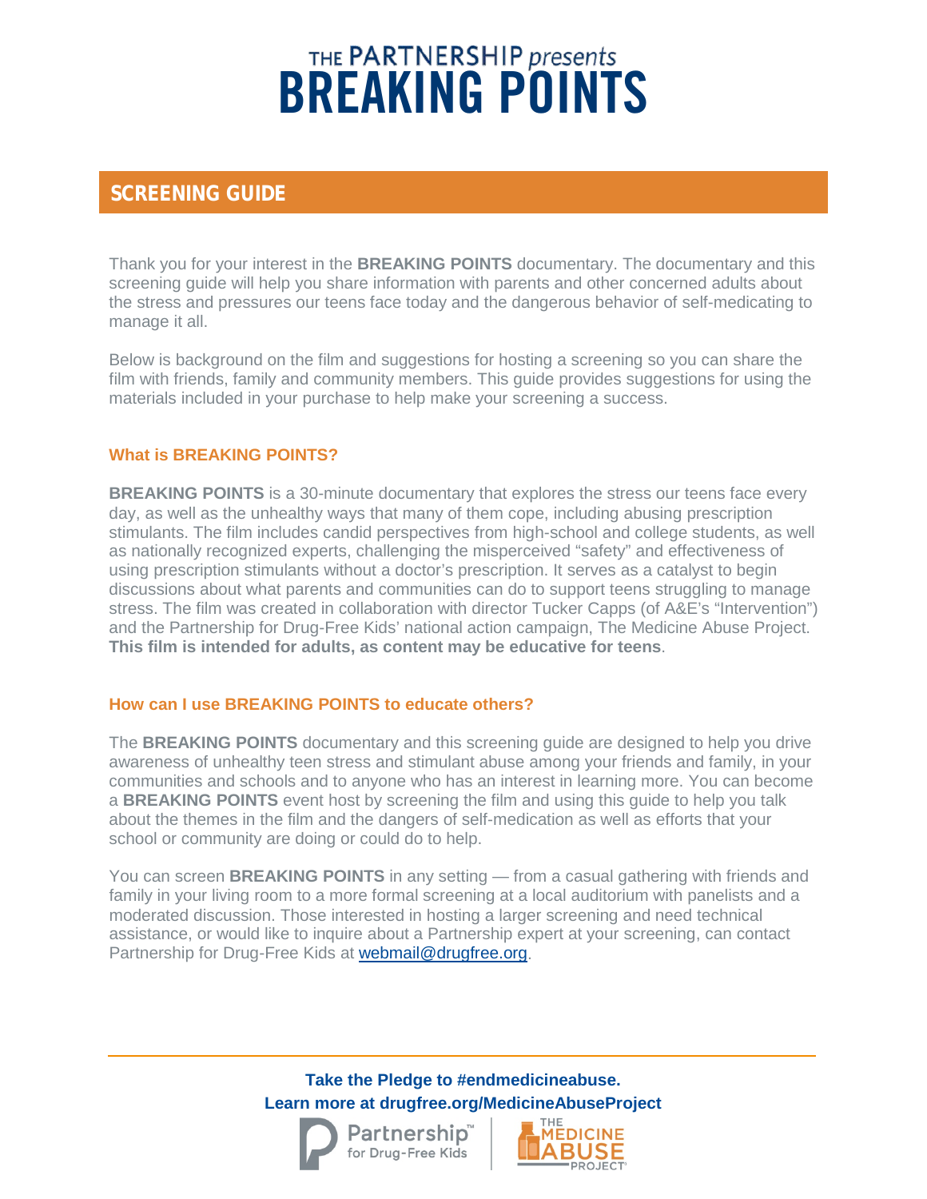# THE PARTNERSHIP *presents* BREAKING POINTS

## SCREENING GUIDE

Thank you for your interest in the **BREAKING POINTS** documentary. The documentary and this screening guide will help you share information with parents and other concerned adults about the stress and pressures our teens face today and the dangerous behavior of self-medicating to manage it all.

Below is background on the film and suggestions for hosting a screening so you can share the film with friends, family and community members. This guide provides suggestions for using the materials included in your purchase to help make your screening a success.

### What is BREAKING POINTS?

**BREAKING POINTS** is a 30-minute documentary that explores the stress our teens face every day, as well as the unhealthy ways that many of them cope, including abusing prescription stimulants. The film includes candid perspectives from high-school and college students, as well as nationally recognized experts, challenging the misperceived "safety" and effectiveness of using prescription stimulants without a doctor's prescription. It serves as a catalyst to begin discussions about what parents and communities can do to support teens struggling to manage stress. The film was created in collaboration with director Tucker Capps (of A&E's "Intervention") and the Partnership for Drug-Free Kids' national action campaign, The Medicine Abuse Project. **This film is intended for adults, as content may be educative for teens**.

### How can I use BREAKING POINTS to educate others?

The **BREAKING POINTS** documentary and this screening guide are designed to help you drive awareness of unhealthy teen stress and stimulant abuse among your friends and family, in your communities and schools and to anyone who has an interest in learning more. You can become a **BREAKING POINTS** event host by screening the film and using this guide to help you talk about the themes in the film and the dangers of self-medication as well as efforts that your school or community are doing or could do to help.

You can screen **BREAKING POINTS** in any setting — from a casual gathering with friends and family in your living room to a more formal screening at a local auditorium with panelists and a moderated discussion. Those interested in hosting a larger screening and need technical assistance, or would like to inquire about a Partnership expert at your screening, can contact Partnership for Drug-Free Kids at webmail@drugfree.org.

**Take the Pledge to #endmedicineabuse.**
**Learn more at drugfree.org/MedicineAbuseProject**

Partnership™ for Drug-Free Kids | THE MEDICINE ABUSE PROJECT®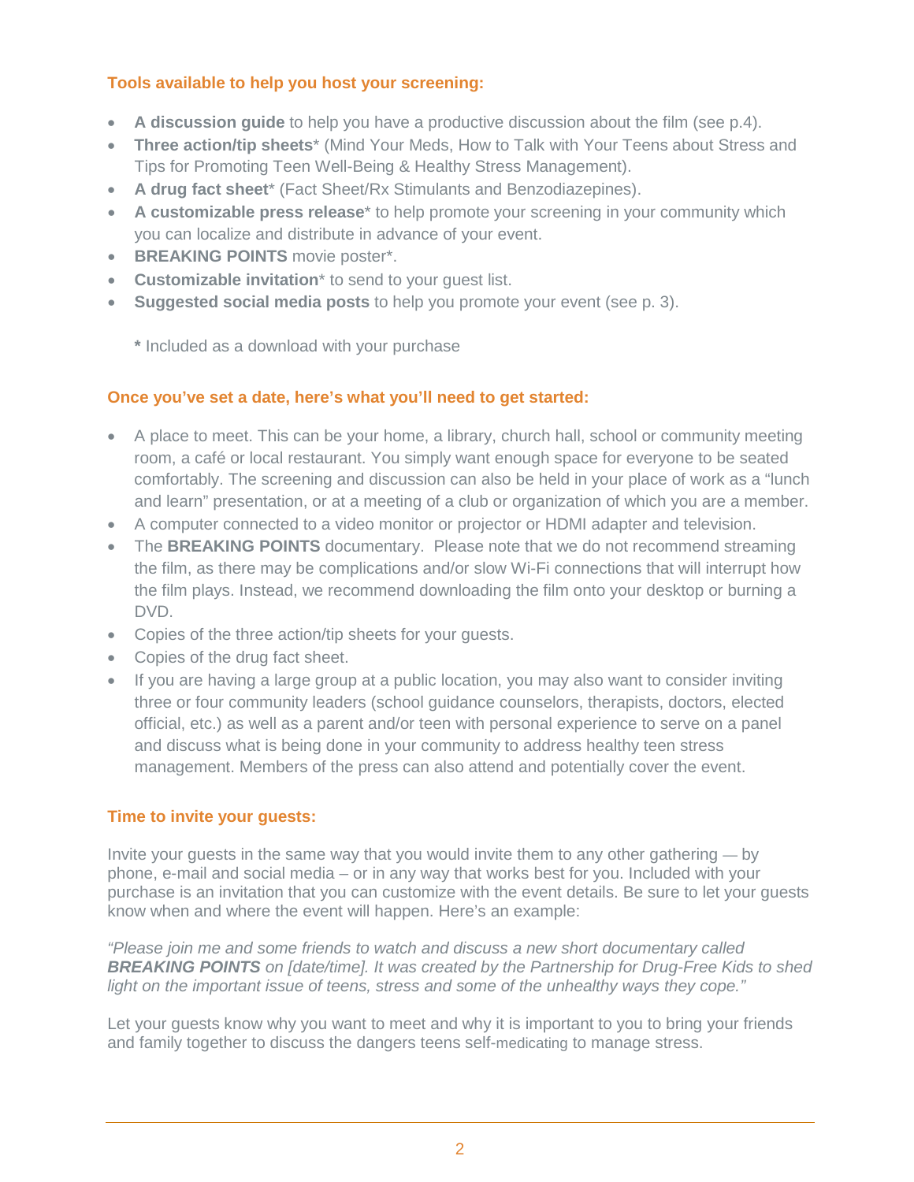## Tools available to help you host your screening:

- **A discussion guide** to help you have a productive discussion about the film (see p.4).
- **Three action/tip sheets*** (Mind Your Meds, How to Talk with Your Teens about Stress and Tips for Promoting Teen Well-Being & Healthy Stress Management).
- **A drug fact sheet*** (Fact Sheet/Rx Stimulants and Benzodiazepines).
- **A customizable press release*** to help promote your screening in your community which you can localize and distribute in advance of your event.
- **BREAKING POINTS** movie poster*.
- **Customizable invitation*** to send to your guest list.
- **Suggested social media posts** to help you promote your event (see p. 3).

  **\*** Included as a download with your purchase

## Once you've set a date, here's what you'll need to get started:

- A place to meet. This can be your home, a library, church hall, school or community meeting room, a café or local restaurant. You simply want enough space for everyone to be seated comfortably. The screening and discussion can also be held in your place of work as a "lunch and learn" presentation, or at a meeting of a club or organization of which you are a member.
- A computer connected to a video monitor or projector or HDMI adapter and television.
- The **BREAKING POINTS** documentary. Please note that we do not recommend streaming the film, as there may be complications and/or slow Wi-Fi connections that will interrupt how the film plays. Instead, we recommend downloading the film onto your desktop or burning a DVD.
- Copies of the three action/tip sheets for your guests.
- Copies of the drug fact sheet.
- If you are having a large group at a public location, you may also want to consider inviting three or four community leaders (school guidance counselors, therapists, doctors, elected official, etc.) as well as a parent and/or teen with personal experience to serve on a panel and discuss what is being done in your community to address healthy teen stress management. Members of the press can also attend and potentially cover the event.

## Time to invite your guests:

Invite your guests in the same way that you would invite them to any other gathering — by phone, e-mail and social media – or in any way that works best for you. Included with your purchase is an invitation that you can customize with the event details. Be sure to let your guests know when and where the event will happen. Here's an example:

*"Please join me and some friends to watch and discuss a new short documentary called **BREAKING POINTS** on [date/time]. It was created by the Partnership for Drug-Free Kids to shed light on the important issue of teens, stress and some of the unhealthy ways they cope."*

Let your guests know why you want to meet and why it is important to you to bring your friends and family together to discuss the dangers teens self-medicating to manage stress.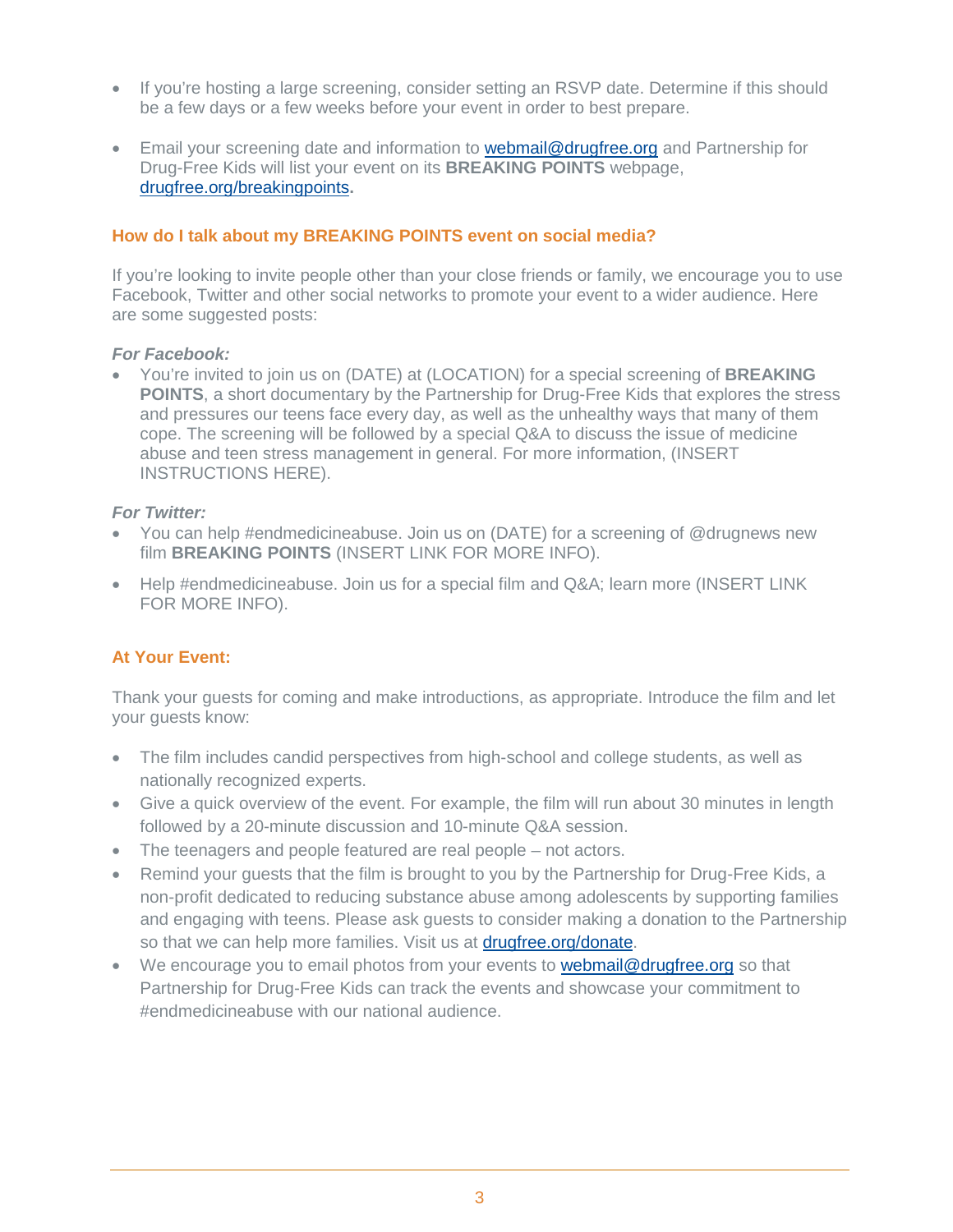- If you're hosting a large screening, consider setting an RSVP date. Determine if this should be a few days or a few weeks before your event in order to best prepare.

- Email your screening date and information to [webmail@drugfree.org](mailto:webmail@drugfree.org) and Partnership for Drug-Free Kids will list your event on its **BREAKING POINTS** webpage, [drugfree.org/breakingpoints](drugfree.org/breakingpoints).

## How do I talk about my BREAKING POINTS event on social media?

If you're looking to invite people other than your close friends or family, we encourage you to use Facebook, Twitter and other social networks to promote your event to a wider audience. Here are some suggested posts:

***For Facebook:***

- You're invited to join us on (DATE) at (LOCATION) for a special screening of **BREAKING POINTS**, a short documentary by the Partnership for Drug-Free Kids that explores the stress and pressures our teens face every day, as well as the unhealthy ways that many of them cope. The screening will be followed by a special Q&A to discuss the issue of medicine abuse and teen stress management in general. For more information, (INSERT INSTRUCTIONS HERE).

***For Twitter:***

- You can help #endmedicineabuse. Join us on (DATE) for a screening of @drugnews new film **BREAKING POINTS** (INSERT LINK FOR MORE INFO).

- Help #endmedicineabuse. Join us for a special film and Q&A; learn more (INSERT LINK FOR MORE INFO).

## At Your Event:

Thank your guests for coming and make introductions, as appropriate. Introduce the film and let your guests know:

- The film includes candid perspectives from high-school and college students, as well as nationally recognized experts.
- Give a quick overview of the event. For example, the film will run about 30 minutes in length followed by a 20-minute discussion and 10-minute Q&A session.
- The teenagers and people featured are real people – not actors.
- Remind your guests that the film is brought to you by the Partnership for Drug-Free Kids, a non-profit dedicated to reducing substance abuse among adolescents by supporting families and engaging with teens. Please ask guests to consider making a donation to the Partnership so that we can help more families. Visit us at [drugfree.org/donate](drugfree.org/donate).
- We encourage you to email photos from your events to [webmail@drugfree.org](mailto:webmail@drugfree.org) so that Partnership for Drug-Free Kids can track the events and showcase your commitment to #endmedicineabuse with our national audience.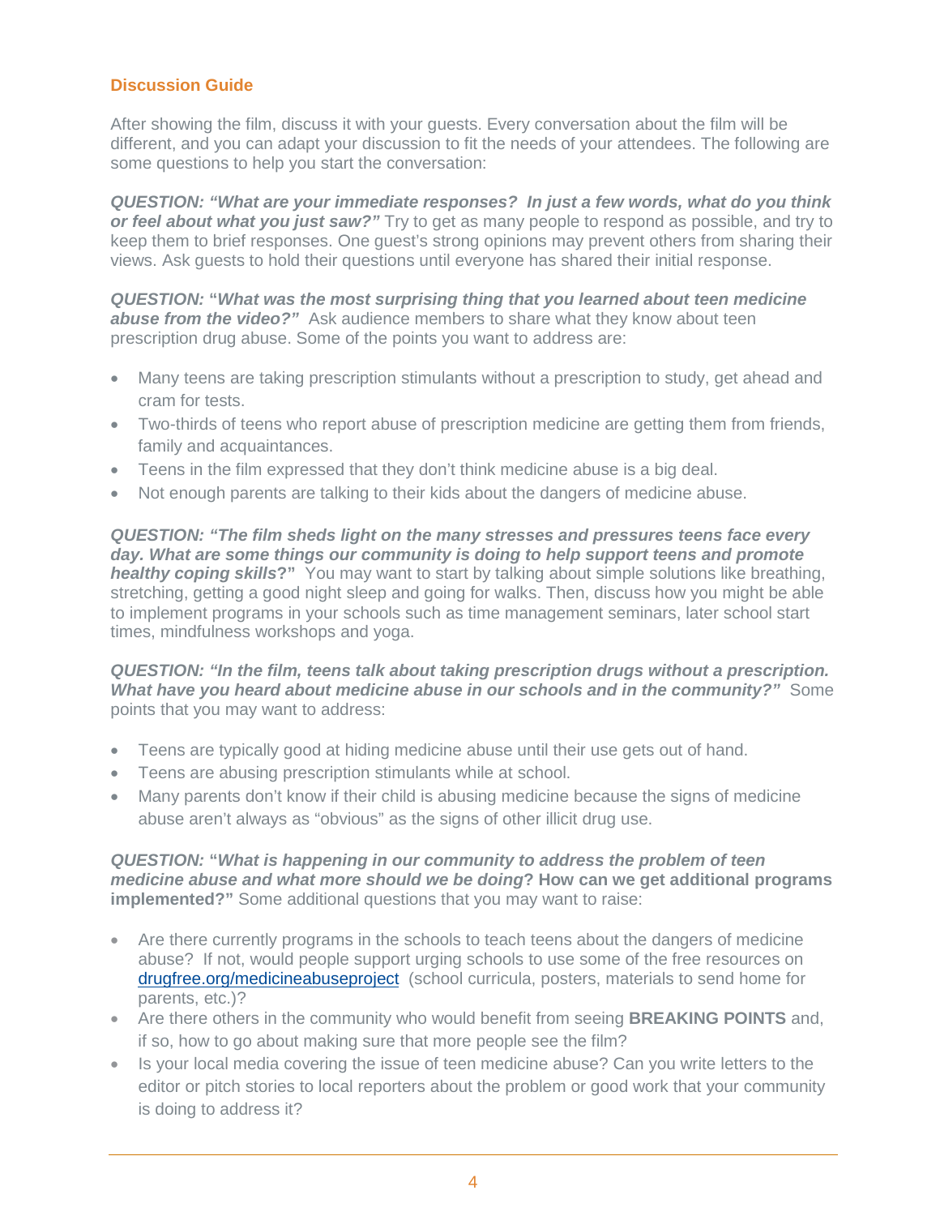## Discussion Guide

After showing the film, discuss it with your guests. Every conversation about the film will be different, and you can adapt your discussion to fit the needs of your attendees. The following are some questions to help you start the conversation:

***QUESTION: "What are your immediate responses? In just a few words, what do you think or feel about what you just saw?"*** Try to get as many people to respond as possible, and try to keep them to brief responses. One guest's strong opinions may prevent others from sharing their views. Ask guests to hold their questions until everyone has shared their initial response.

***QUESTION: "What was the most surprising thing that you learned about teen medicine abuse from the video?"*** Ask audience members to share what they know about teen prescription drug abuse. Some of the points you want to address are:

- Many teens are taking prescription stimulants without a prescription to study, get ahead and cram for tests.
- Two-thirds of teens who report abuse of prescription medicine are getting them from friends, family and acquaintances.
- Teens in the film expressed that they don't think medicine abuse is a big deal.
- Not enough parents are talking to their kids about the dangers of medicine abuse.

***QUESTION: "The film sheds light on the many stresses and pressures teens face every day. What are some things our community is doing to help support teens and promote healthy coping skills?"*** You may want to start by talking about simple solutions like breathing, stretching, getting a good night sleep and going for walks. Then, discuss how you might be able to implement programs in your schools such as time management seminars, later school start times, mindfulness workshops and yoga.

***QUESTION: "In the film, teens talk about taking prescription drugs without a prescription. What have you heard about medicine abuse in our schools and in the community?"*** Some points that you may want to address:

- Teens are typically good at hiding medicine abuse until their use gets out of hand.
- Teens are abusing prescription stimulants while at school.
- Many parents don't know if their child is abusing medicine because the signs of medicine abuse aren't always as "obvious" as the signs of other illicit drug use.

***QUESTION: "What is happening in our community to address the problem of teen medicine abuse and what more should we be doing? How can we get additional programs implemented?"*** Some additional questions that you may want to raise:

- Are there currently programs in the schools to teach teens about the dangers of medicine abuse? If not, would people support urging schools to use some of the free resources on drugfree.org/medicineabuseproject (school curricula, posters, materials to send home for parents, etc.)?
- Are there others in the community who would benefit from seeing **BREAKING POINTS** and, if so, how to go about making sure that more people see the film?
- Is your local media covering the issue of teen medicine abuse? Can you write letters to the editor or pitch stories to local reporters about the problem or good work that your community is doing to address it?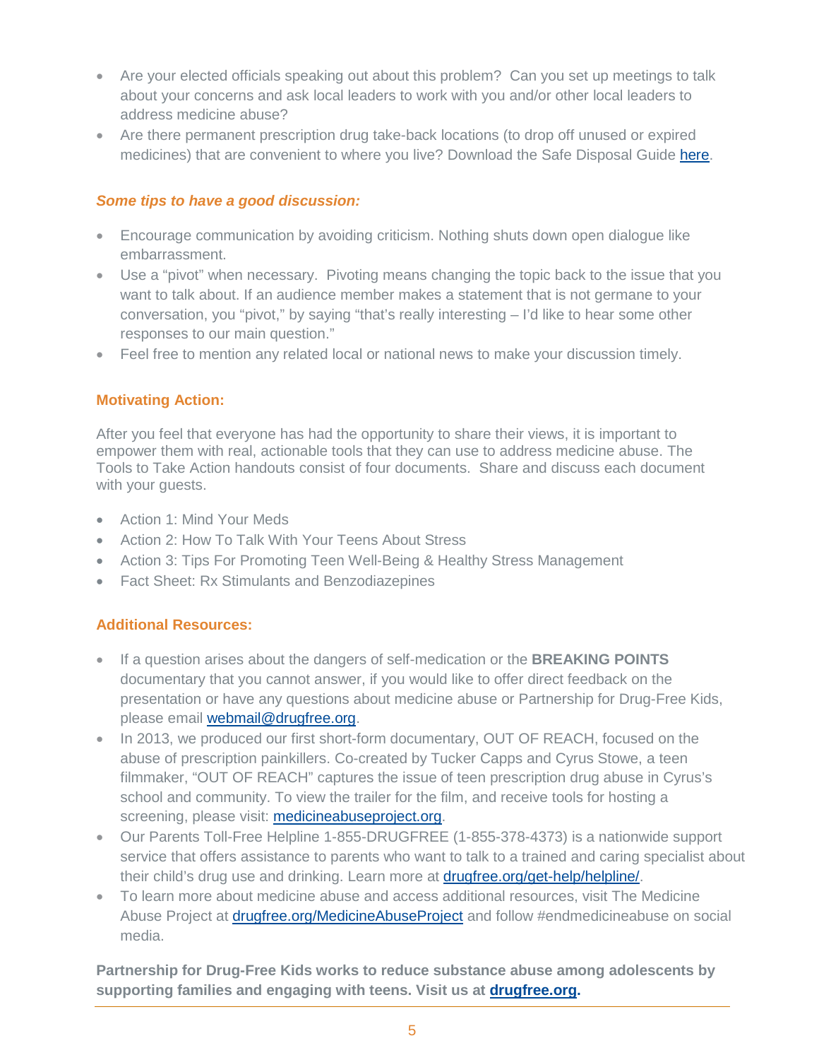- Are your elected officials speaking out about this problem? Can you set up meetings to talk about your concerns and ask local leaders to work with you and/or other local leaders to address medicine abuse?
- Are there permanent prescription drug take-back locations (to drop off unused or expired medicines) that are convenient to where you live? Download the Safe Disposal Guide here.

***Some tips to have a good discussion:***

- Encourage communication by avoiding criticism. Nothing shuts down open dialogue like embarrassment.
- Use a "pivot" when necessary. Pivoting means changing the topic back to the issue that you want to talk about. If an audience member makes a statement that is not germane to your conversation, you "pivot," by saying "that's really interesting – I'd like to hear some other responses to our main question."
- Feel free to mention any related local or national news to make your discussion timely.

**Motivating Action:**

After you feel that everyone has had the opportunity to share their views, it is important to empower them with real, actionable tools that they can use to address medicine abuse. The Tools to Take Action handouts consist of four documents. Share and discuss each document with your guests.

- Action 1: Mind Your Meds
- Action 2: How To Talk With Your Teens About Stress
- Action 3: Tips For Promoting Teen Well-Being & Healthy Stress Management
- Fact Sheet: Rx Stimulants and Benzodiazepines

**Additional Resources:**

- If a question arises about the dangers of self-medication or the **BREAKING POINTS** documentary that you cannot answer, if you would like to offer direct feedback on the presentation or have any questions about medicine abuse or Partnership for Drug-Free Kids, please email webmail@drugfree.org.
- In 2013, we produced our first short-form documentary, OUT OF REACH, focused on the abuse of prescription painkillers. Co-created by Tucker Capps and Cyrus Stowe, a teen filmmaker, "OUT OF REACH" captures the issue of teen prescription drug abuse in Cyrus's school and community. To view the trailer for the film, and receive tools for hosting a screening, please visit: medicineabuseproject.org.
- Our Parents Toll-Free Helpline 1-855-DRUGFREE (1-855-378-4373) is a nationwide support service that offers assistance to parents who want to talk to a trained and caring specialist about their child's drug use and drinking. Learn more at drugfree.org/get-help/helpline/.
- To learn more about medicine abuse and access additional resources, visit The Medicine Abuse Project at drugfree.org/MedicineAbuseProject and follow #endmedicineabuse on social media.

**Partnership for Drug-Free Kids works to reduce substance abuse among adolescents by supporting families and engaging with teens. Visit us at drugfree.org.**